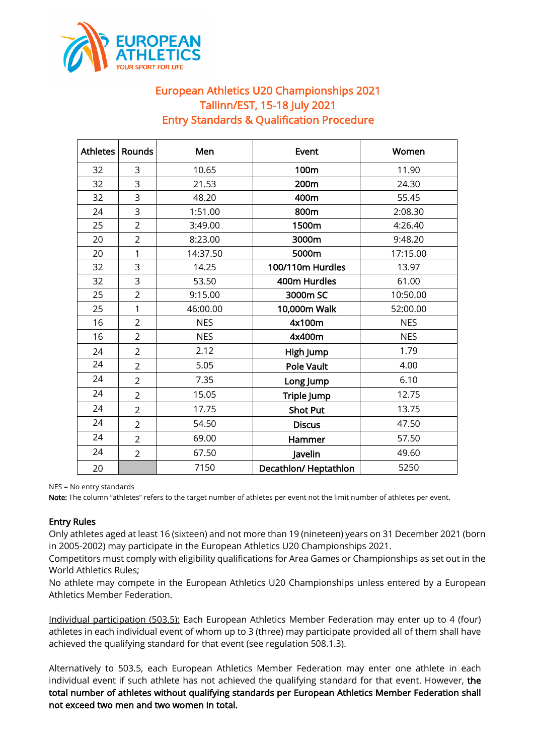# European Athletics U20 Championships 2021
## Tallinn/EST, 15-18 July 2021
## Entry Standards & Qualification Procedure

| Athletes | Rounds | Men | Event | Women |
|---|---|---|---|---|
| 32 | 3 | 10.65 | **100m** | 11.90 |
| 32 | 3 | 21.53 | **200m** | 24.30 |
| 32 | 3 | 48.20 | **400m** | 55.45 |
| 24 | 3 | 1:51.00 | **800m** | 2:08.30 |
| 25 | 2 | 3:49.00 | **1500m** | 4:26.40 |
| 20 | 2 | 8:23.00 | **3000m** | 9:48.20 |
| 20 | 1 | 14:37.50 | **5000m** | 17:15.00 |
| 32 | 3 | 14.25 | **100/110m Hurdles** | 13.97 |
| 32 | 3 | 53.50 | **400m Hurdles** | 61.00 |
| 25 | 2 | 9:15.00 | **3000m SC** | 10:50.00 |
| 25 | 1 | 46:00.00 | **10,000m Walk** | 52:00.00 |
| 16 | 2 | NES | **4x100m** | NES |
| 16 | 2 | NES | **4x400m** | NES |
| 24 | 2 | 2.12 | **High Jump** | 1.79 |
| 24 | 2 | 5.05 | **Pole Vault** | 4.00 |
| 24 | 2 | 7.35 | **Long Jump** | 6.10 |
| 24 | 2 | 15.05 | **Triple Jump** | 12.75 |
| 24 | 2 | 17.75 | **Shot Put** | 13.75 |
| 24 | 2 | 54.50 | **Discus** | 47.50 |
| 24 | 2 | 69.00 | **Hammer** | 57.50 |
| 24 | 2 | 67.50 | **Javelin** | 49.60 |
| 20 | | 7150 | **Decathlon/ Heptathlon** | 5250 |

NES = No entry standards

**Note:** The column "athletes" refers to the target number of athletes per event not the limit number of athletes per event.

### Entry Rules

Only athletes aged at least 16 (sixteen) and not more than 19 (nineteen) years on 31 December 2021 (born in 2005-2002) may participate in the European Athletics U20 Championships 2021.

Competitors must comply with eligibility qualifications for Area Games or Championships as set out in the World Athletics Rules;

No athlete may compete in the European Athletics U20 Championships unless entered by a European Athletics Member Federation.

<u>Individual participation (503.5):</u> Each European Athletics Member Federation may enter up to 4 (four) athletes in each individual event of whom up to 3 (three) may participate provided all of them shall have achieved the qualifying standard for that event (see regulation 508.1.3).

Alternatively to 503.5, each European Athletics Member Federation may enter one athlete in each individual event if such athlete has not achieved the qualifying standard for that event. However, **the total number of athletes without qualifying standards per European Athletics Member Federation shall not exceed two men and two women in total.**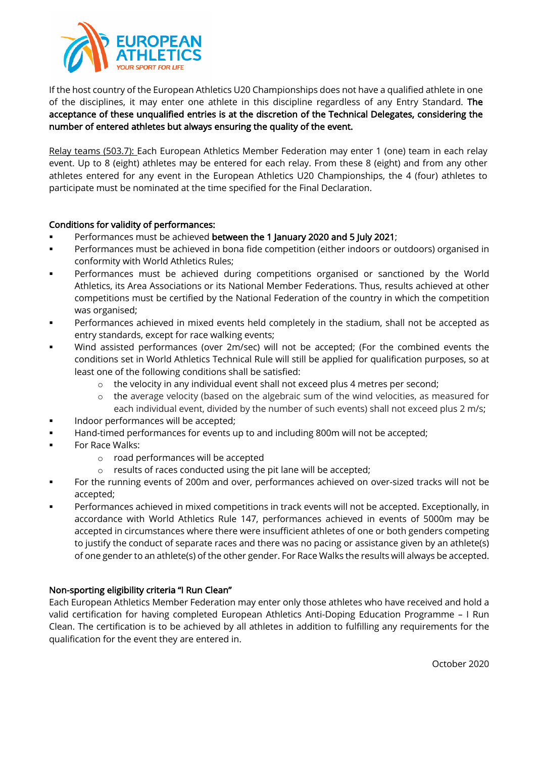If the host country of the European Athletics U20 Championships does not have a qualified athlete in one of the disciplines, it may enter one athlete in this discipline regardless of any Entry Standard. **The acceptance of these unqualified entries is at the discretion of the Technical Delegates, considering the number of entered athletes but always ensuring the quality of the event.**

Relay teams (503.7): Each European Athletics Member Federation may enter 1 (one) team in each relay event. Up to 8 (eight) athletes may be entered for each relay. From these 8 (eight) and from any other athletes entered for any event in the European Athletics U20 Championships, the 4 (four) athletes to participate must be nominated at the time specified for the Final Declaration.

**Conditions for validity of performances:**

- Performances must be achieved **between the 1 January 2020 and 5 July 2021**;
- Performances must be achieved in bona fide competition (either indoors or outdoors) organised in conformity with World Athletics Rules;
- Performances must be achieved during competitions organised or sanctioned by the World Athletics, its Area Associations or its National Member Federations. Thus, results achieved at other competitions must be certified by the National Federation of the country in which the competition was organised;
- Performances achieved in mixed events held completely in the stadium, shall not be accepted as entry standards, except for race walking events;
- Wind assisted performances (over 2m/sec) will not be accepted; (For the combined events the conditions set in World Athletics Technical Rule will still be applied for qualification purposes, so at least one of the following conditions shall be satisfied:
  - the velocity in any individual event shall not exceed plus 4 metres per second;
  - the average velocity (based on the algebraic sum of the wind velocities, as measured for each individual event, divided by the number of such events) shall not exceed plus 2 m/s;
- Indoor performances will be accepted;
- Hand-timed performances for events up to and including 800m will not be accepted;
- For Race Walks:
  - road performances will be accepted
  - results of races conducted using the pit lane will be accepted;
- For the running events of 200m and over, performances achieved on over-sized tracks will not be accepted;
- Performances achieved in mixed competitions in track events will not be accepted. Exceptionally, in accordance with World Athletics Rule 147, performances achieved in events of 5000m may be accepted in circumstances where there were insufficient athletes of one or both genders competing to justify the conduct of separate races and there was no pacing or assistance given by an athlete(s) of one gender to an athlete(s) of the other gender. For Race Walks the results will always be accepted.

**Non-sporting eligibility criteria "I Run Clean"**

Each European Athletics Member Federation may enter only those athletes who have received and hold a valid certification for having completed European Athletics Anti-Doping Education Programme – I Run Clean. The certification is to be achieved by all athletes in addition to fulfilling any requirements for the qualification for the event they are entered in.

October 2020